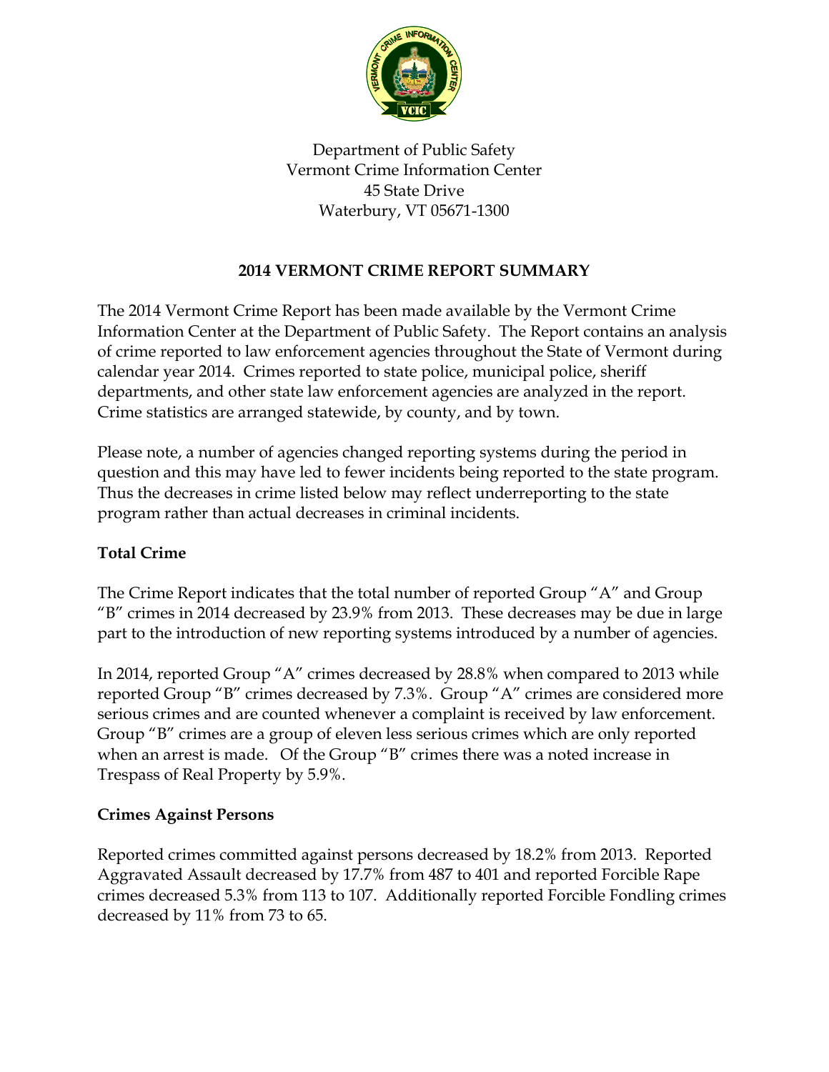Department of Public Safety
Vermont Crime Information Center
45 State Drive
Waterbury, VT 05671-1300

# 2014 VERMONT CRIME REPORT SUMMARY

The 2014 Vermont Crime Report has been made available by the Vermont Crime Information Center at the Department of Public Safety. The Report contains an analysis of crime reported to law enforcement agencies throughout the State of Vermont during calendar year 2014. Crimes reported to state police, municipal police, sheriff departments, and other state law enforcement agencies are analyzed in the report. Crime statistics are arranged statewide, by county, and by town.

Please note, a number of agencies changed reporting systems during the period in question and this may have led to fewer incidents being reported to the state program. Thus the decreases in crime listed below may reflect underreporting to the state program rather than actual decreases in criminal incidents.

## Total Crime

The Crime Report indicates that the total number of reported Group "A" and Group "B" crimes in 2014 decreased by 23.9% from 2013. These decreases may be due in large part to the introduction of new reporting systems introduced by a number of agencies.

In 2014, reported Group "A" crimes decreased by 28.8% when compared to 2013 while reported Group "B" crimes decreased by 7.3%. Group "A" crimes are considered more serious crimes and are counted whenever a complaint is received by law enforcement. Group "B" crimes are a group of eleven less serious crimes which are only reported when an arrest is made. Of the Group "B" crimes there was a noted increase in Trespass of Real Property by 5.9%.

## Crimes Against Persons

Reported crimes committed against persons decreased by 18.2% from 2013. Reported Aggravated Assault decreased by 17.7% from 487 to 401 and reported Forcible Rape crimes decreased 5.3% from 113 to 107. Additionally reported Forcible Fondling crimes decreased by 11% from 73 to 65.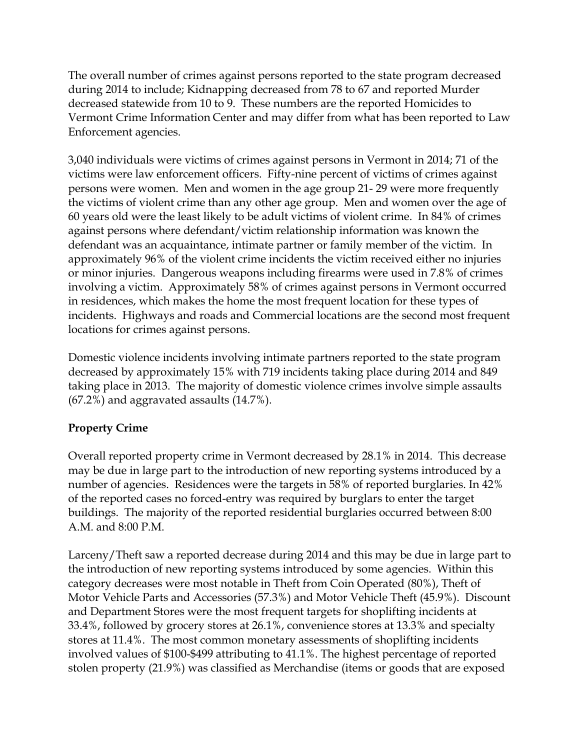The overall number of crimes against persons reported to the state program decreased during 2014 to include; Kidnapping decreased from 78 to 67 and reported Murder decreased statewide from 10 to 9. These numbers are the reported Homicides to Vermont Crime Information Center and may differ from what has been reported to Law Enforcement agencies.

3,040 individuals were victims of crimes against persons in Vermont in 2014; 71 of the victims were law enforcement officers. Fifty-nine percent of victims of crimes against persons were women. Men and women in the age group 21- 29 were more frequently the victims of violent crime than any other age group. Men and women over the age of 60 years old were the least likely to be adult victims of violent crime. In 84% of crimes against persons where defendant/victim relationship information was known the defendant was an acquaintance, intimate partner or family member of the victim. In approximately 96% of the violent crime incidents the victim received either no injuries or minor injuries. Dangerous weapons including firearms were used in 7.8% of crimes involving a victim. Approximately 58% of crimes against persons in Vermont occurred in residences, which makes the home the most frequent location for these types of incidents. Highways and roads and Commercial locations are the second most frequent locations for crimes against persons.

Domestic violence incidents involving intimate partners reported to the state program decreased by approximately 15% with 719 incidents taking place during 2014 and 849 taking place in 2013. The majority of domestic violence crimes involve simple assaults (67.2%) and aggravated assaults (14.7%).

**Property Crime**

Overall reported property crime in Vermont decreased by 28.1% in 2014. This decrease may be due in large part to the introduction of new reporting systems introduced by a number of agencies. Residences were the targets in 58% of reported burglaries. In 42% of the reported cases no forced-entry was required by burglars to enter the target buildings. The majority of the reported residential burglaries occurred between 8:00 A.M. and 8:00 P.M.

Larceny/Theft saw a reported decrease during 2014 and this may be due in large part to the introduction of new reporting systems introduced by some agencies. Within this category decreases were most notable in Theft from Coin Operated (80%), Theft of Motor Vehicle Parts and Accessories (57.3%) and Motor Vehicle Theft (45.9%). Discount and Department Stores were the most frequent targets for shoplifting incidents at 33.4%, followed by grocery stores at 26.1%, convenience stores at 13.3% and specialty stores at 11.4%. The most common monetary assessments of shoplifting incidents involved values of $100-$499 attributing to 41.1%. The highest percentage of reported stolen property (21.9%) was classified as Merchandise (items or goods that are exposed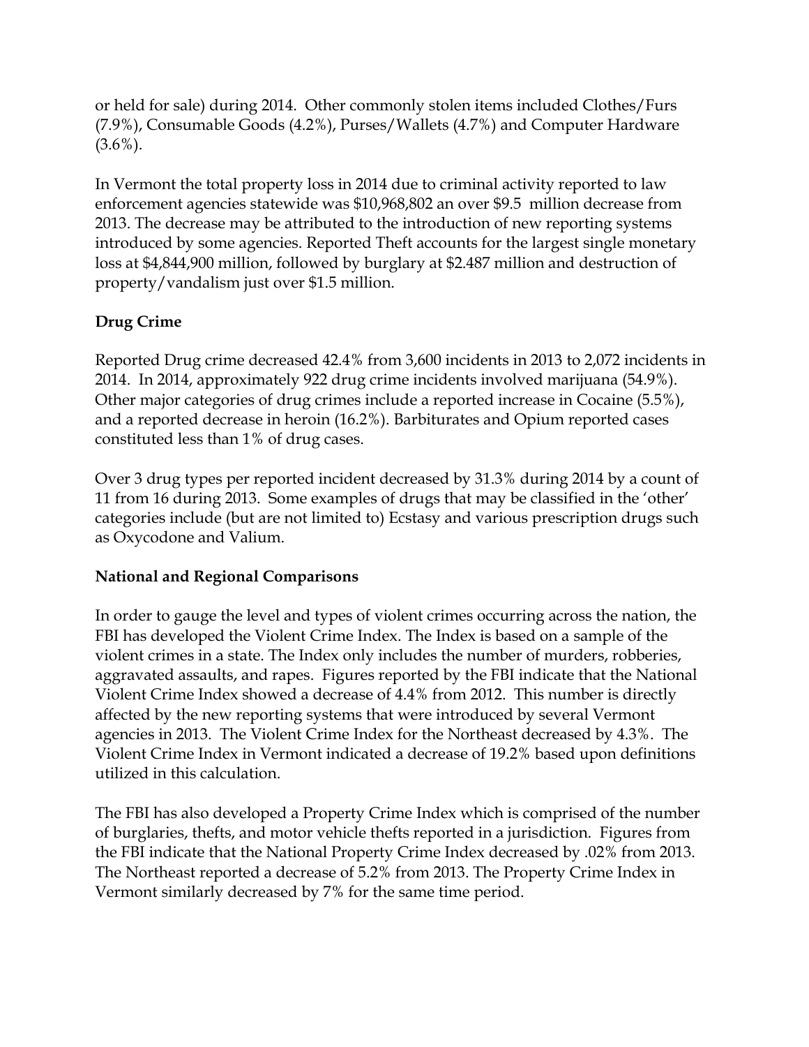or held for sale) during 2014. Other commonly stolen items included Clothes/Furs (7.9%), Consumable Goods (4.2%), Purses/Wallets (4.7%) and Computer Hardware (3.6%).

In Vermont the total property loss in 2014 due to criminal activity reported to law enforcement agencies statewide was $10,968,802 an over $9.5 million decrease from 2013. The decrease may be attributed to the introduction of new reporting systems introduced by some agencies. Reported Theft accounts for the largest single monetary loss at $4,844,900 million, followed by burglary at $2.487 million and destruction of property/vandalism just over $1.5 million.

**Drug Crime**

Reported Drug crime decreased 42.4% from 3,600 incidents in 2013 to 2,072 incidents in 2014. In 2014, approximately 922 drug crime incidents involved marijuana (54.9%). Other major categories of drug crimes include a reported increase in Cocaine (5.5%), and a reported decrease in heroin (16.2%). Barbiturates and Opium reported cases constituted less than 1% of drug cases.

Over 3 drug types per reported incident decreased by 31.3% during 2014 by a count of 11 from 16 during 2013. Some examples of drugs that may be classified in the 'other' categories include (but are not limited to) Ecstasy and various prescription drugs such as Oxycodone and Valium.

**National and Regional Comparisons**

In order to gauge the level and types of violent crimes occurring across the nation, the FBI has developed the Violent Crime Index. The Index is based on a sample of the violent crimes in a state. The Index only includes the number of murders, robberies, aggravated assaults, and rapes. Figures reported by the FBI indicate that the National Violent Crime Index showed a decrease of 4.4% from 2012. This number is directly affected by the new reporting systems that were introduced by several Vermont agencies in 2013. The Violent Crime Index for the Northeast decreased by 4.3%. The Violent Crime Index in Vermont indicated a decrease of 19.2% based upon definitions utilized in this calculation.

The FBI has also developed a Property Crime Index which is comprised of the number of burglaries, thefts, and motor vehicle thefts reported in a jurisdiction. Figures from the FBI indicate that the National Property Crime Index decreased by .02% from 2013. The Northeast reported a decrease of 5.2% from 2013. The Property Crime Index in Vermont similarly decreased by 7% for the same time period.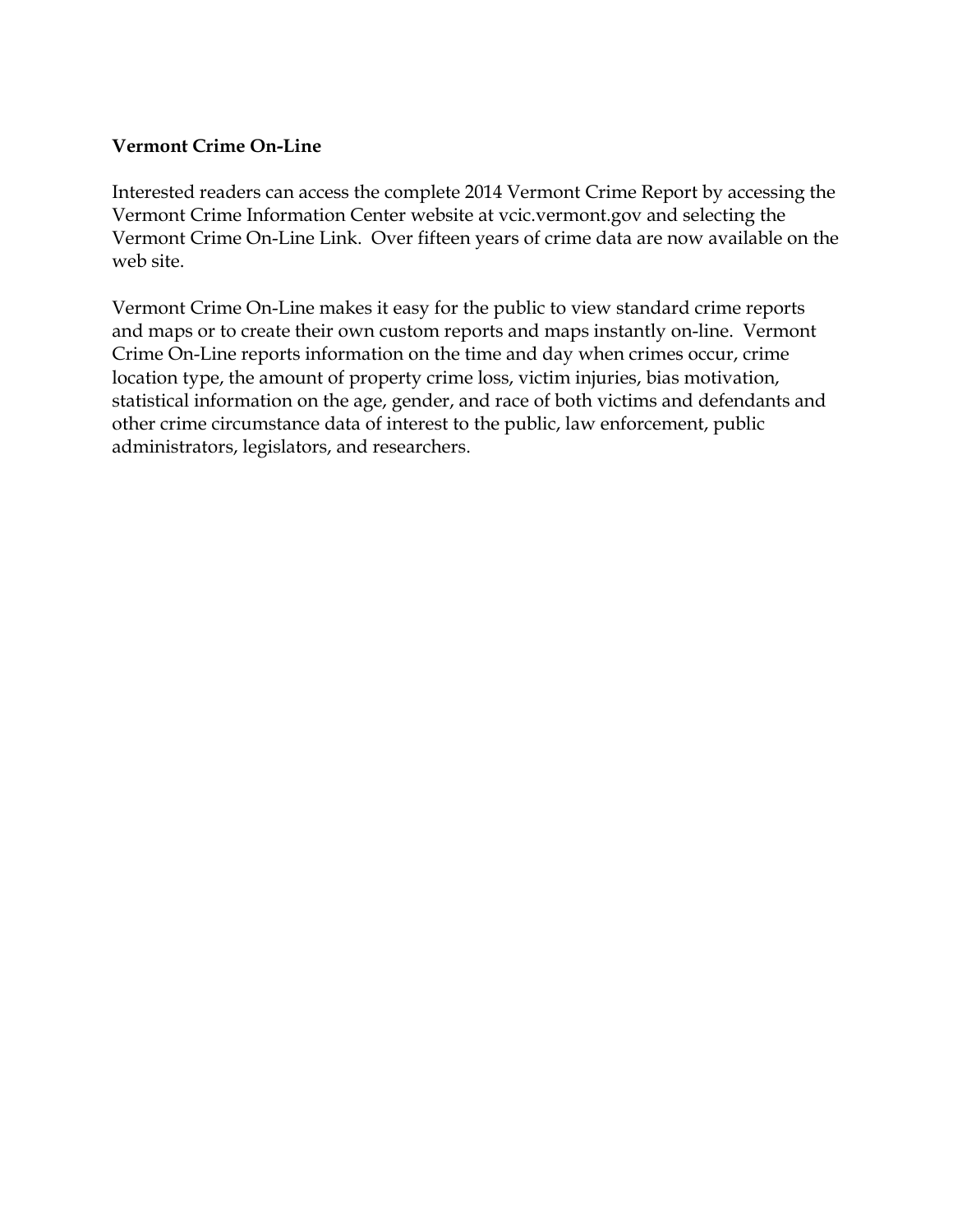**Vermont Crime On-Line**

Interested readers can access the complete 2014 Vermont Crime Report by accessing the Vermont Crime Information Center website at vcic.vermont.gov and selecting the Vermont Crime On-Line Link. Over fifteen years of crime data are now available on the web site.

Vermont Crime On-Line makes it easy for the public to view standard crime reports and maps or to create their own custom reports and maps instantly on-line. Vermont Crime On-Line reports information on the time and day when crimes occur, crime location type, the amount of property crime loss, victim injuries, bias motivation, statistical information on the age, gender, and race of both victims and defendants and other crime circumstance data of interest to the public, law enforcement, public administrators, legislators, and researchers.